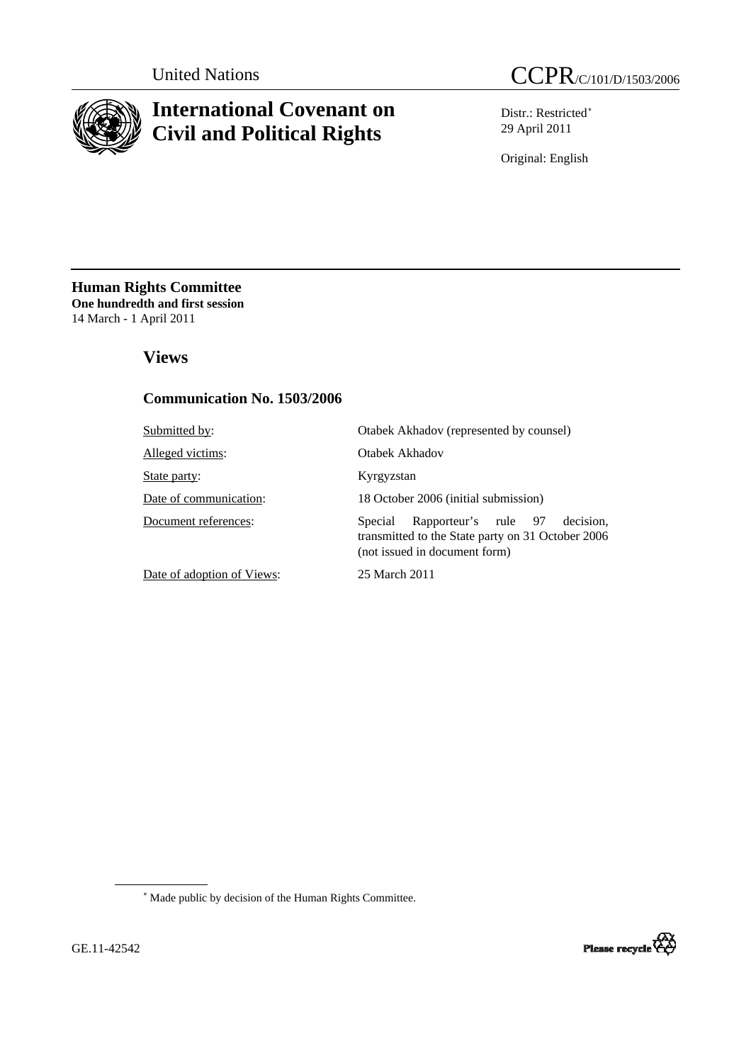United Nations

CCPR/C/101/D/1503/2006

# International Covenant on Civil and Political Rights

Distr.: Restricted*
29 April 2011

Original: English

**Human Rights Committee**
**One hundredth and first session**
14 March - 1 April 2011

## Views

### Communication No. 1503/2006

| | |
|---|---|
| Submitted by: | Otabek Akhadov (represented by counsel) |
| Alleged victims: | Otabek Akhadov |
| State party: | Kyrgyzstan |
| Date of communication: | 18 October 2006 (initial submission) |
| Document references: | Special Rapporteur's rule 97 decision, transmitted to the State party on 31 October 2006 (not issued in document form) |
| Date of adoption of Views: | 25 March 2011 |

* Made public by decision of the Human Rights Committee.

GE.11-42542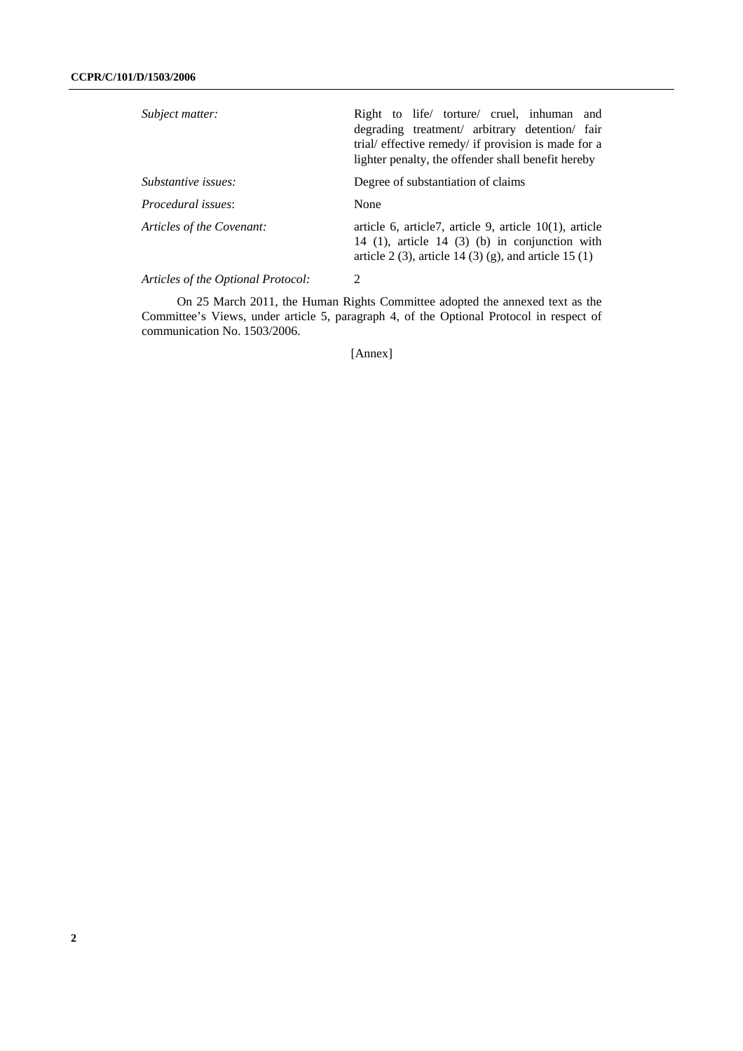| | |
|---|---|
| *Subject matter:* | Right to life/ torture/ cruel, inhuman and degrading treatment/ arbitrary detention/ fair trial/ effective remedy/ if provision is made for a lighter penalty, the offender shall benefit hereby |
| *Substantive issues:* | Degree of substantiation of claims |
| *Procedural issues*: | None |
| *Articles of the Covenant:* | article 6, article7, article 9, article 10(1), article 14 (1), article 14 (3) (b) in conjunction with article 2 (3), article 14 (3) (g), and article 15 (1) |
| *Articles of the Optional Protocol:* | 2 |

On 25 March 2011, the Human Rights Committee adopted the annexed text as the Committee's Views, under article 5, paragraph 4, of the Optional Protocol in respect of communication No. 1503/2006.

[Annex]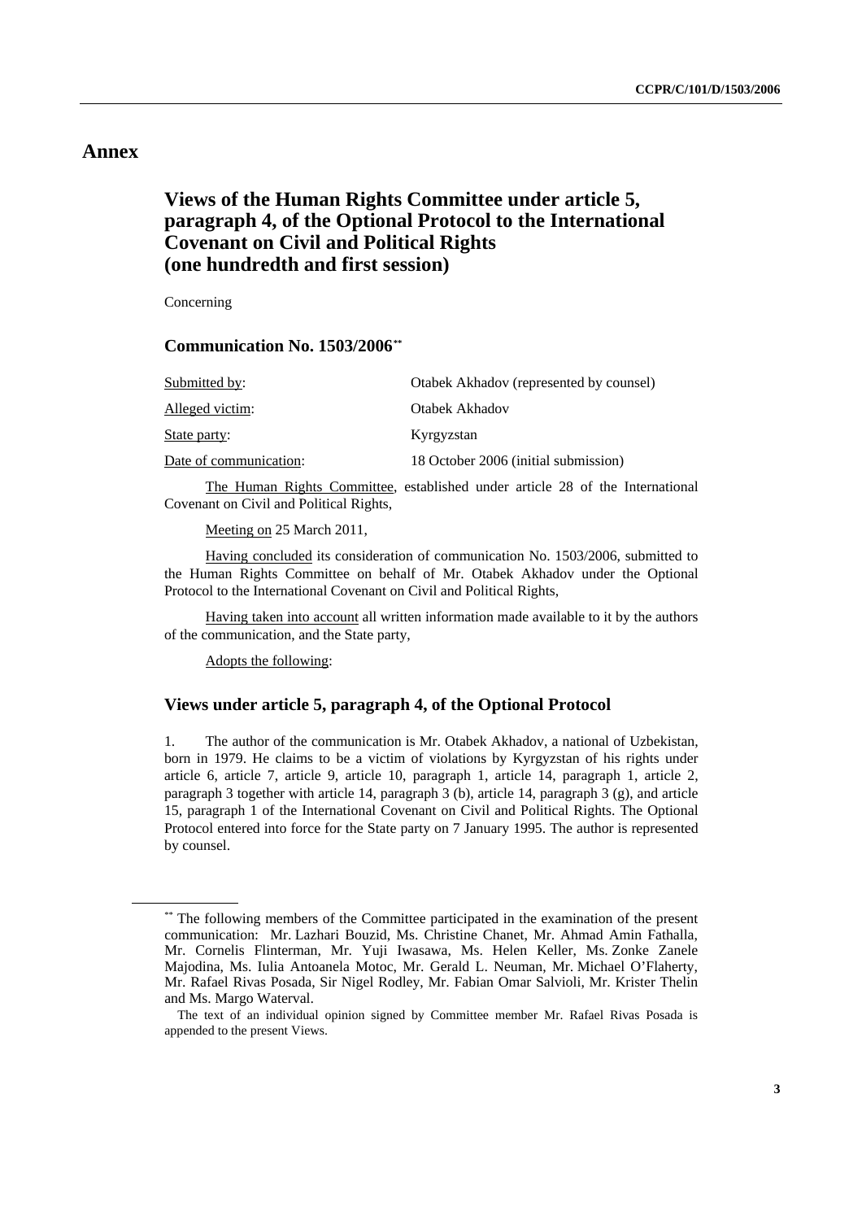# Annex

## Views of the Human Rights Committee under article 5, paragraph 4, of the Optional Protocol to the International Covenant on Civil and Political Rights (one hundredth and first session)

Concerning

### Communication No. 1503/2006[**]

| | |
|---|---|
| Submitted by: | Otabek Akhadov (represented by counsel) |
| Alleged victim: | Otabek Akhadov |
| State party: | Kyrgyzstan |
| Date of communication: | 18 October 2006 (initial submission) |

The Human Rights Committee, established under article 28 of the International Covenant on Civil and Political Rights,

Meeting on 25 March 2011,

Having concluded its consideration of communication No. 1503/2006, submitted to the Human Rights Committee on behalf of Mr. Otabek Akhadov under the Optional Protocol to the International Covenant on Civil and Political Rights,

Having taken into account all written information made available to it by the authors of the communication, and the State party,

Adopts the following:

### Views under article 5, paragraph 4, of the Optional Protocol

1. The author of the communication is Mr. Otabek Akhadov, a national of Uzbekistan, born in 1979. He claims to be a victim of violations by Kyrgyzstan of his rights under article 6, article 7, article 9, article 10, paragraph 1, article 14, paragraph 1, article 2, paragraph 3 together with article 14, paragraph 3 (b), article 14, paragraph 3 (g), and article 15, paragraph 1 of the International Covenant on Civil and Political Rights. The Optional Protocol entered into force for the State party on 7 January 1995. The author is represented by counsel.

[**] The following members of the Committee participated in the examination of the present communication: Mr. Lazhari Bouzid, Ms. Christine Chanet, Mr. Ahmad Amin Fathalla, Mr. Cornelis Flinterman, Mr. Yuji Iwasawa, Ms. Helen Keller, Ms. Zonke Zanele Majodina, Ms. Iulia Antoanela Motoc, Mr. Gerald L. Neuman, Mr. Michael O'Flaherty, Mr. Rafael Rivas Posada, Sir Nigel Rodley, Mr. Fabian Omar Salvioli, Mr. Krister Thelin and Ms. Margo Waterval.

The text of an individual opinion signed by Committee member Mr. Rafael Rivas Posada is appended to the present Views.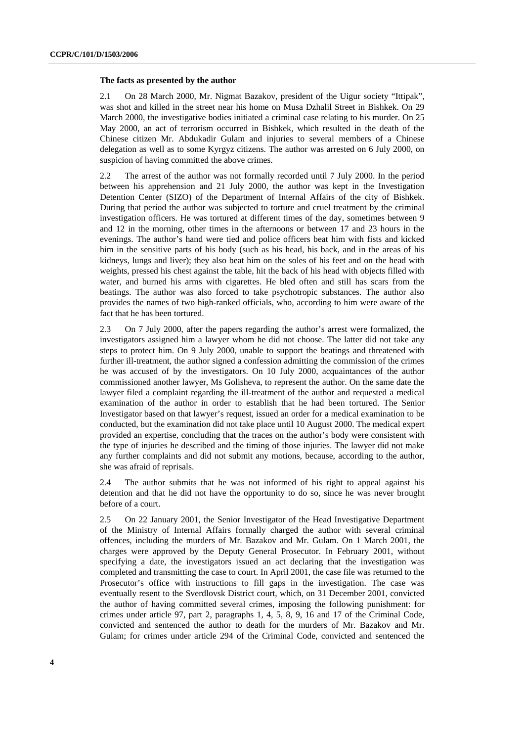### The facts as presented by the author

2.1 On 28 March 2000, Mr. Nigmat Bazakov, president of the Uigur society "Ittipak", was shot and killed in the street near his home on Musa Dzhalil Street in Bishkek. On 29 March 2000, the investigative bodies initiated a criminal case relating to his murder. On 25 May 2000, an act of terrorism occurred in Bishkek, which resulted in the death of the Chinese citizen Mr. Abdukadir Gulam and injuries to several members of a Chinese delegation as well as to some Kyrgyz citizens. The author was arrested on 6 July 2000, on suspicion of having committed the above crimes.

2.2 The arrest of the author was not formally recorded until 7 July 2000. In the period between his apprehension and 21 July 2000, the author was kept in the Investigation Detention Center (SIZO) of the Department of Internal Affairs of the city of Bishkek. During that period the author was subjected to torture and cruel treatment by the criminal investigation officers. He was tortured at different times of the day, sometimes between 9 and 12 in the morning, other times in the afternoons or between 17 and 23 hours in the evenings. The author's hand were tied and police officers beat him with fists and kicked him in the sensitive parts of his body (such as his head, his back, and in the areas of his kidneys, lungs and liver); they also beat him on the soles of his feet and on the head with weights, pressed his chest against the table, hit the back of his head with objects filled with water, and burned his arms with cigarettes. He bled often and still has scars from the beatings. The author was also forced to take psychotropic substances. The author also provides the names of two high-ranked officials, who, according to him were aware of the fact that he has been tortured.

2.3 On 7 July 2000, after the papers regarding the author's arrest were formalized, the investigators assigned him a lawyer whom he did not choose. The latter did not take any steps to protect him. On 9 July 2000, unable to support the beatings and threatened with further ill-treatment, the author signed a confession admitting the commission of the crimes he was accused of by the investigators. On 10 July 2000, acquaintances of the author commissioned another lawyer, Ms Golisheva, to represent the author. On the same date the lawyer filed a complaint regarding the ill-treatment of the author and requested a medical examination of the author in order to establish that he had been tortured. The Senior Investigator based on that lawyer's request, issued an order for a medical examination to be conducted, but the examination did not take place until 10 August 2000. The medical expert provided an expertise, concluding that the traces on the author's body were consistent with the type of injuries he described and the timing of those injuries. The lawyer did not make any further complaints and did not submit any motions, because, according to the author, she was afraid of reprisals.

2.4 The author submits that he was not informed of his right to appeal against his detention and that he did not have the opportunity to do so, since he was never brought before of a court.

2.5 On 22 January 2001, the Senior Investigator of the Head Investigative Department of the Ministry of Internal Affairs formally charged the author with several criminal offences, including the murders of Mr. Bazakov and Mr. Gulam. On 1 March 2001, the charges were approved by the Deputy General Prosecutor. In February 2001, without specifying a date, the investigators issued an act declaring that the investigation was completed and transmitting the case to court. In April 2001, the case file was returned to the Prosecutor's office with instructions to fill gaps in the investigation. The case was eventually resent to the Sverdlovsk District court, which, on 31 December 2001, convicted the author of having committed several crimes, imposing the following punishment: for crimes under article 97, part 2, paragraphs 1, 4, 5, 8, 9, 16 and 17 of the Criminal Code, convicted and sentenced the author to death for the murders of Mr. Bazakov and Mr. Gulam; for crimes under article 294 of the Criminal Code, convicted and sentenced the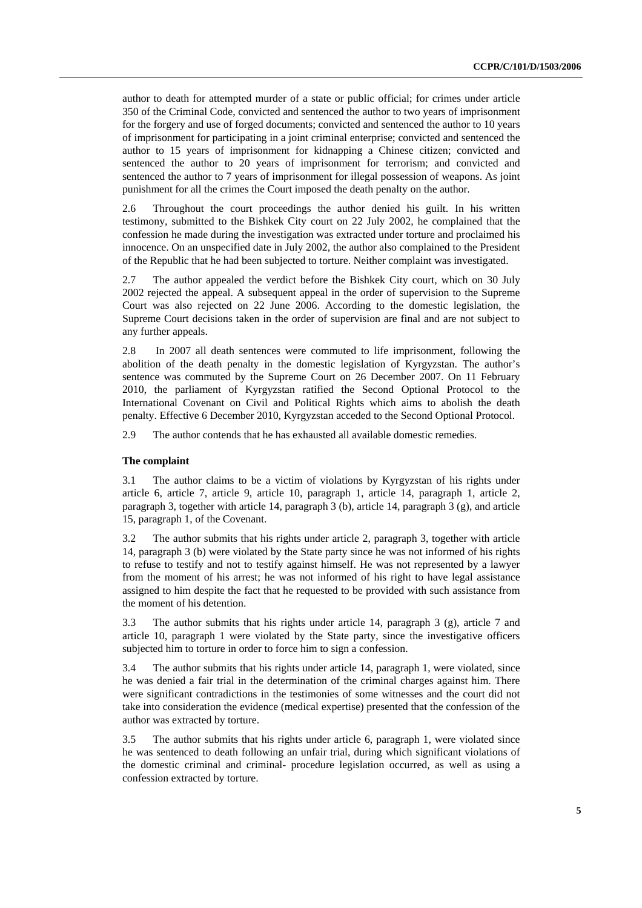author to death for attempted murder of a state or public official; for crimes under article 350 of the Criminal Code, convicted and sentenced the author to two years of imprisonment for the forgery and use of forged documents; convicted and sentenced the author to 10 years of imprisonment for participating in a joint criminal enterprise; convicted and sentenced the author to 15 years of imprisonment for kidnapping a Chinese citizen; convicted and sentenced the author to 20 years of imprisonment for terrorism; and convicted and sentenced the author to 7 years of imprisonment for illegal possession of weapons. As joint punishment for all the crimes the Court imposed the death penalty on the author.

2.6 Throughout the court proceedings the author denied his guilt. In his written testimony, submitted to the Bishkek City court on 22 July 2002, he complained that the confession he made during the investigation was extracted under torture and proclaimed his innocence. On an unspecified date in July 2002, the author also complained to the President of the Republic that he had been subjected to torture. Neither complaint was investigated.

2.7 The author appealed the verdict before the Bishkek City court, which on 30 July 2002 rejected the appeal. A subsequent appeal in the order of supervision to the Supreme Court was also rejected on 22 June 2006. According to the domestic legislation, the Supreme Court decisions taken in the order of supervision are final and are not subject to any further appeals.

2.8 In 2007 all death sentences were commuted to life imprisonment, following the abolition of the death penalty in the domestic legislation of Kyrgyzstan. The author's sentence was commuted by the Supreme Court on 26 December 2007. On 11 February 2010, the parliament of Kyrgyzstan ratified the Second Optional Protocol to the International Covenant on Civil and Political Rights which aims to abolish the death penalty. Effective 6 December 2010, Kyrgyzstan acceded to the Second Optional Protocol.

2.9 The author contends that he has exhausted all available domestic remedies.

### The complaint

3.1 The author claims to be a victim of violations by Kyrgyzstan of his rights under article 6, article 7, article 9, article 10, paragraph 1, article 14, paragraph 1, article 2, paragraph 3, together with article 14, paragraph 3 (b), article 14, paragraph 3 (g), and article 15, paragraph 1, of the Covenant.

3.2 The author submits that his rights under article 2, paragraph 3, together with article 14, paragraph 3 (b) were violated by the State party since he was not informed of his rights to refuse to testify and not to testify against himself. He was not represented by a lawyer from the moment of his arrest; he was not informed of his right to have legal assistance assigned to him despite the fact that he requested to be provided with such assistance from the moment of his detention.

3.3 The author submits that his rights under article 14, paragraph 3 (g), article 7 and article 10, paragraph 1 were violated by the State party, since the investigative officers subjected him to torture in order to force him to sign a confession.

3.4 The author submits that his rights under article 14, paragraph 1, were violated, since he was denied a fair trial in the determination of the criminal charges against him. There were significant contradictions in the testimonies of some witnesses and the court did not take into consideration the evidence (medical expertise) presented that the confession of the author was extracted by torture.

3.5 The author submits that his rights under article 6, paragraph 1, were violated since he was sentenced to death following an unfair trial, during which significant violations of the domestic criminal and criminal- procedure legislation occurred, as well as using a confession extracted by torture.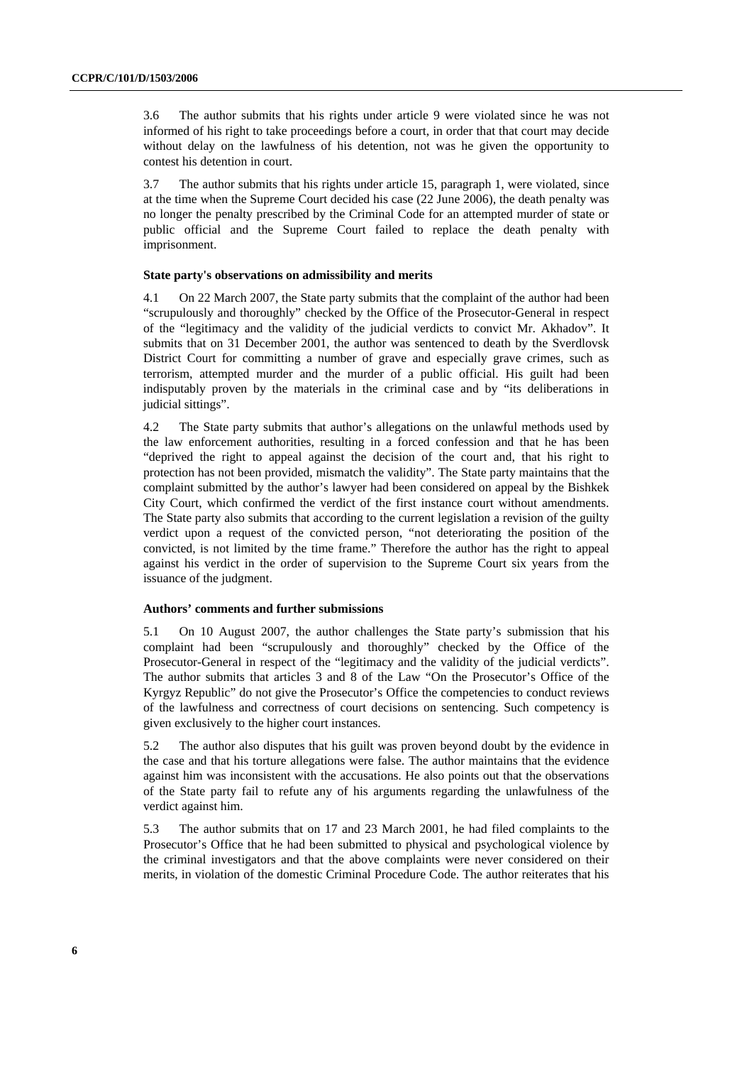3.6 The author submits that his rights under article 9 were violated since he was not informed of his right to take proceedings before a court, in order that that court may decide without delay on the lawfulness of his detention, not was he given the opportunity to contest his detention in court.

3.7 The author submits that his rights under article 15, paragraph 1, were violated, since at the time when the Supreme Court decided his case (22 June 2006), the death penalty was no longer the penalty prescribed by the Criminal Code for an attempted murder of state or public official and the Supreme Court failed to replace the death penalty with imprisonment.

### State party's observations on admissibility and merits

4.1 On 22 March 2007, the State party submits that the complaint of the author had been "scrupulously and thoroughly" checked by the Office of the Prosecutor-General in respect of the "legitimacy and the validity of the judicial verdicts to convict Mr. Akhadov". It submits that on 31 December 2001, the author was sentenced to death by the Sverdlovsk District Court for committing a number of grave and especially grave crimes, such as terrorism, attempted murder and the murder of a public official. His guilt had been indisputably proven by the materials in the criminal case and by "its deliberations in judicial sittings".

4.2 The State party submits that author's allegations on the unlawful methods used by the law enforcement authorities, resulting in a forced confession and that he has been "deprived the right to appeal against the decision of the court and, that his right to protection has not been provided, mismatch the validity". The State party maintains that the complaint submitted by the author's lawyer had been considered on appeal by the Bishkek City Court, which confirmed the verdict of the first instance court without amendments. The State party also submits that according to the current legislation a revision of the guilty verdict upon a request of the convicted person, "not deteriorating the position of the convicted, is not limited by the time frame." Therefore the author has the right to appeal against his verdict in the order of supervision to the Supreme Court six years from the issuance of the judgment.

### Authors' comments and further submissions

5.1 On 10 August 2007, the author challenges the State party's submission that his complaint had been "scrupulously and thoroughly" checked by the Office of the Prosecutor-General in respect of the "legitimacy and the validity of the judicial verdicts". The author submits that articles 3 and 8 of the Law "On the Prosecutor's Office of the Kyrgyz Republic" do not give the Prosecutor's Office the competencies to conduct reviews of the lawfulness and correctness of court decisions on sentencing. Such competency is given exclusively to the higher court instances.

5.2 The author also disputes that his guilt was proven beyond doubt by the evidence in the case and that his torture allegations were false. The author maintains that the evidence against him was inconsistent with the accusations. He also points out that the observations of the State party fail to refute any of his arguments regarding the unlawfulness of the verdict against him.

5.3 The author submits that on 17 and 23 March 2001, he had filed complaints to the Prosecutor's Office that he had been submitted to physical and psychological violence by the criminal investigators and that the above complaints were never considered on their merits, in violation of the domestic Criminal Procedure Code. The author reiterates that his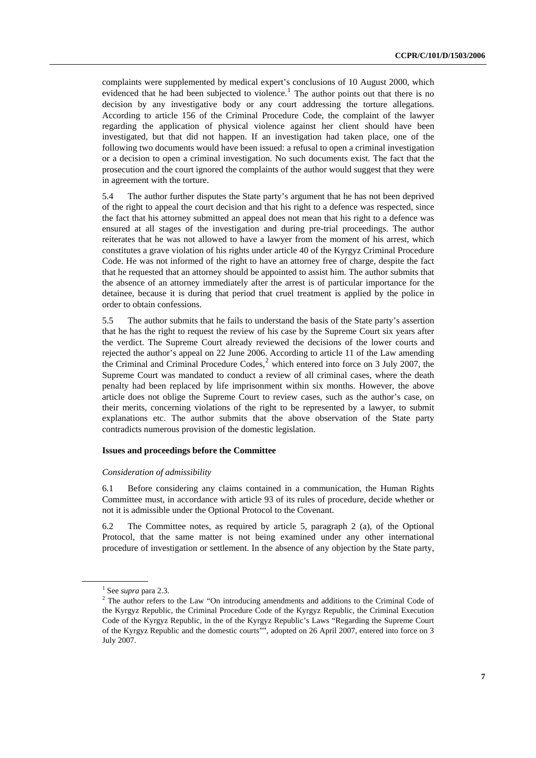complaints were supplemented by medical expert's conclusions of 10 August 2000, which evidenced that he had been subjected to violence.[1] The author points out that there is no decision by any investigative body or any court addressing the torture allegations. According to article 156 of the Criminal Procedure Code, the complaint of the lawyer regarding the application of physical violence against her client should have been investigated, but that did not happen. If an investigation had taken place, one of the following two documents would have been issued: a refusal to open a criminal investigation or a decision to open a criminal investigation. No such documents exist. The fact that the prosecution and the court ignored the complaints of the author would suggest that they were in agreement with the torture.

5.4 The author further disputes the State party's argument that he has not been deprived of the right to appeal the court decision and that his right to a defence was respected, since the fact that his attorney submitted an appeal does not mean that his right to a defence was ensured at all stages of the investigation and during pre-trial proceedings. The author reiterates that he was not allowed to have a lawyer from the moment of his arrest, which constitutes a grave violation of his rights under article 40 of the Kyrgyz Criminal Procedure Code. He was not informed of the right to have an attorney free of charge, despite the fact that he requested that an attorney should be appointed to assist him. The author submits that the absence of an attorney immediately after the arrest is of particular importance for the detainee, because it is during that period that cruel treatment is applied by the police in order to obtain confessions.

5.5 The author submits that he fails to understand the basis of the State party's assertion that he has the right to request the review of his case by the Supreme Court six years after the verdict. The Supreme Court already reviewed the decisions of the lower courts and rejected the author's appeal on 22 June 2006. According to article 11 of the Law amending the Criminal and Criminal Procedure Codes,[2] which entered into force on 3 July 2007, the Supreme Court was mandated to conduct a review of all criminal cases, where the death penalty had been replaced by life imprisonment within six months. However, the above article does not oblige the Supreme Court to review cases, such as the author's case, on their merits, concerning violations of the right to be represented by a lawyer, to submit explanations etc. The author submits that the above observation of the State party contradicts numerous provision of the domestic legislation.

**Issues and proceedings before the Committee**

*Consideration of admissibility*

6.1 Before considering any claims contained in a communication, the Human Rights Committee must, in accordance with article 93 of its rules of procedure, decide whether or not it is admissible under the Optional Protocol to the Covenant.

6.2 The Committee notes, as required by article 5, paragraph 2 (a), of the Optional Protocol, that the same matter is not being examined under any other international procedure of investigation or settlement. In the absence of any objection by the State party,

---

[1] See *supra* para 2.3.

[2] The author refers to the Law "On introducing amendments and additions to the Criminal Code of the Kyrgyz Republic, the Criminal Procedure Code of the Kyrgyz Republic, the Criminal Execution Code of the Kyrgyz Republic, in the of the Kyrgyz Republic's Laws "Regarding the Supreme Court of the Kyrgyz Republic and the domestic courts"", adopted on 26 April 2007, entered into force on 3 July 2007.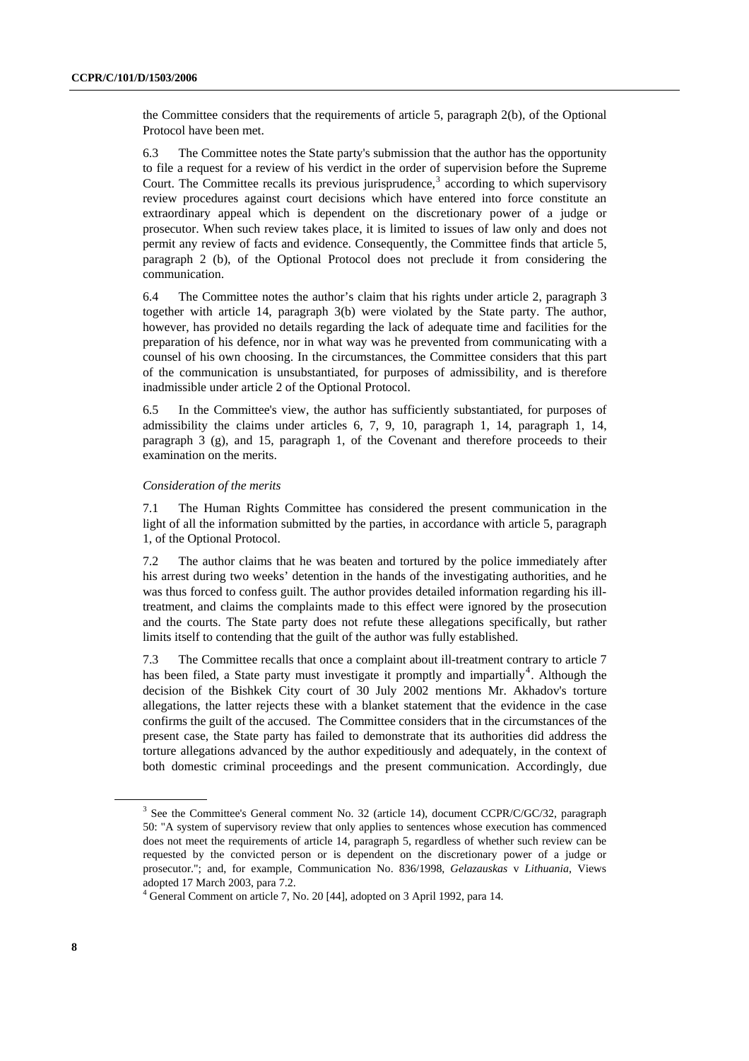the Committee considers that the requirements of article 5, paragraph 2(b), of the Optional Protocol have been met.

6.3 The Committee notes the State party's submission that the author has the opportunity to file a request for a review of his verdict in the order of supervision before the Supreme Court. The Committee recalls its previous jurisprudence,[3] according to which supervisory review procedures against court decisions which have entered into force constitute an extraordinary appeal which is dependent on the discretionary power of a judge or prosecutor. When such review takes place, it is limited to issues of law only and does not permit any review of facts and evidence. Consequently, the Committee finds that article 5, paragraph 2 (b), of the Optional Protocol does not preclude it from considering the communication.

6.4 The Committee notes the author's claim that his rights under article 2, paragraph 3 together with article 14, paragraph 3(b) were violated by the State party. The author, however, has provided no details regarding the lack of adequate time and facilities for the preparation of his defence, nor in what way was he prevented from communicating with a counsel of his own choosing. In the circumstances, the Committee considers that this part of the communication is unsubstantiated, for purposes of admissibility, and is therefore inadmissible under article 2 of the Optional Protocol.

6.5 In the Committee's view, the author has sufficiently substantiated, for purposes of admissibility the claims under articles 6, 7, 9, 10, paragraph 1, 14, paragraph 1, 14, paragraph 3 (g), and 15, paragraph 1, of the Covenant and therefore proceeds to their examination on the merits.

*Consideration of the merits*

7.1 The Human Rights Committee has considered the present communication in the light of all the information submitted by the parties, in accordance with article 5, paragraph 1, of the Optional Protocol.

7.2 The author claims that he was beaten and tortured by the police immediately after his arrest during two weeks' detention in the hands of the investigating authorities, and he was thus forced to confess guilt. The author provides detailed information regarding his ill-treatment, and claims the complaints made to this effect were ignored by the prosecution and the courts. The State party does not refute these allegations specifically, but rather limits itself to contending that the guilt of the author was fully established.

7.3 The Committee recalls that once a complaint about ill-treatment contrary to article 7 has been filed, a State party must investigate it promptly and impartially[4]. Although the decision of the Bishkek City court of 30 July 2002 mentions Mr. Akhadov's torture allegations, the latter rejects these with a blanket statement that the evidence in the case confirms the guilt of the accused. The Committee considers that in the circumstances of the present case, the State party has failed to demonstrate that its authorities did address the torture allegations advanced by the author expeditiously and adequately, in the context of both domestic criminal proceedings and the present communication. Accordingly, due

---

[3] See the Committee's General comment No. 32 (article 14), document CCPR/C/GC/32, paragraph 50: "A system of supervisory review that only applies to sentences whose execution has commenced does not meet the requirements of article 14, paragraph 5, regardless of whether such review can be requested by the convicted person or is dependent on the discretionary power of a judge or prosecutor."; and, for example, Communication No. 836/1998, *Gelazauskas* v *Lithuania*, Views adopted 17 March 2003, para 7.2.

[4] General Comment on article 7, No. 20 [44], adopted on 3 April 1992, para 14.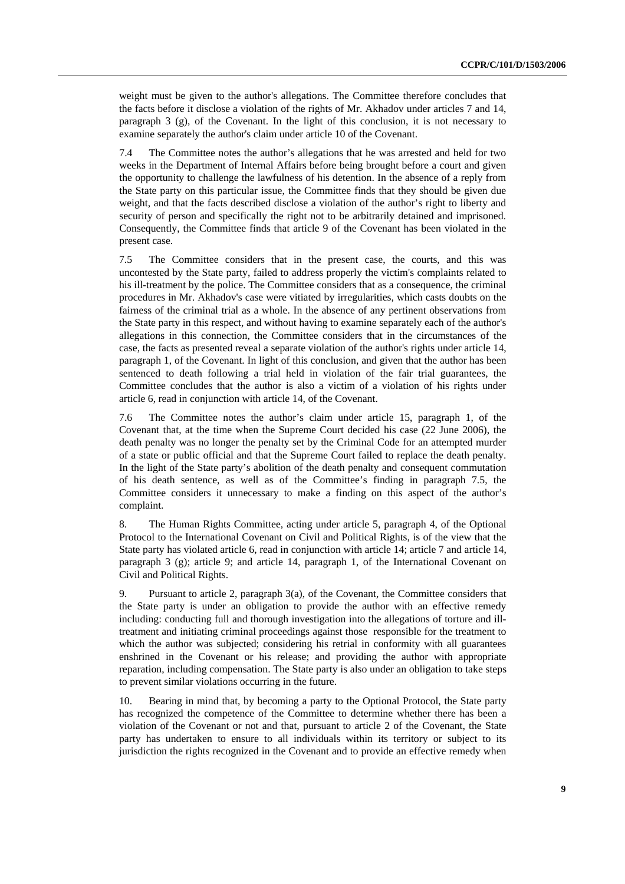weight must be given to the author's allegations. The Committee therefore concludes that the facts before it disclose a violation of the rights of Mr. Akhadov under articles 7 and 14, paragraph 3 (g), of the Covenant. In the light of this conclusion, it is not necessary to examine separately the author's claim under article 10 of the Covenant.

7.4 The Committee notes the author's allegations that he was arrested and held for two weeks in the Department of Internal Affairs before being brought before a court and given the opportunity to challenge the lawfulness of his detention. In the absence of a reply from the State party on this particular issue, the Committee finds that they should be given due weight, and that the facts described disclose a violation of the author's right to liberty and security of person and specifically the right not to be arbitrarily detained and imprisoned. Consequently, the Committee finds that article 9 of the Covenant has been violated in the present case.

7.5 The Committee considers that in the present case, the courts, and this was uncontested by the State party, failed to address properly the victim's complaints related to his ill-treatment by the police. The Committee considers that as a consequence, the criminal procedures in Mr. Akhadov's case were vitiated by irregularities, which casts doubts on the fairness of the criminal trial as a whole. In the absence of any pertinent observations from the State party in this respect, and without having to examine separately each of the author's allegations in this connection, the Committee considers that in the circumstances of the case, the facts as presented reveal a separate violation of the author's rights under article 14, paragraph 1, of the Covenant. In light of this conclusion, and given that the author has been sentenced to death following a trial held in violation of the fair trial guarantees, the Committee concludes that the author is also a victim of a violation of his rights under article 6, read in conjunction with article 14, of the Covenant.

7.6 The Committee notes the author's claim under article 15, paragraph 1, of the Covenant that, at the time when the Supreme Court decided his case (22 June 2006), the death penalty was no longer the penalty set by the Criminal Code for an attempted murder of a state or public official and that the Supreme Court failed to replace the death penalty. In the light of the State party's abolition of the death penalty and consequent commutation of his death sentence, as well as of the Committee's finding in paragraph 7.5, the Committee considers it unnecessary to make a finding on this aspect of the author's complaint.

8. The Human Rights Committee, acting under article 5, paragraph 4, of the Optional Protocol to the International Covenant on Civil and Political Rights, is of the view that the State party has violated article 6, read in conjunction with article 14; article 7 and article 14, paragraph 3 (g); article 9; and article 14, paragraph 1, of the International Covenant on Civil and Political Rights.

9. Pursuant to article 2, paragraph 3(a), of the Covenant, the Committee considers that the State party is under an obligation to provide the author with an effective remedy including: conducting full and thorough investigation into the allegations of torture and ill-treatment and initiating criminal proceedings against those responsible for the treatment to which the author was subjected; considering his retrial in conformity with all guarantees enshrined in the Covenant or his release; and providing the author with appropriate reparation, including compensation. The State party is also under an obligation to take steps to prevent similar violations occurring in the future.

10. Bearing in mind that, by becoming a party to the Optional Protocol, the State party has recognized the competence of the Committee to determine whether there has been a violation of the Covenant or not and that, pursuant to article 2 of the Covenant, the State party has undertaken to ensure to all individuals within its territory or subject to its jurisdiction the rights recognized in the Covenant and to provide an effective remedy when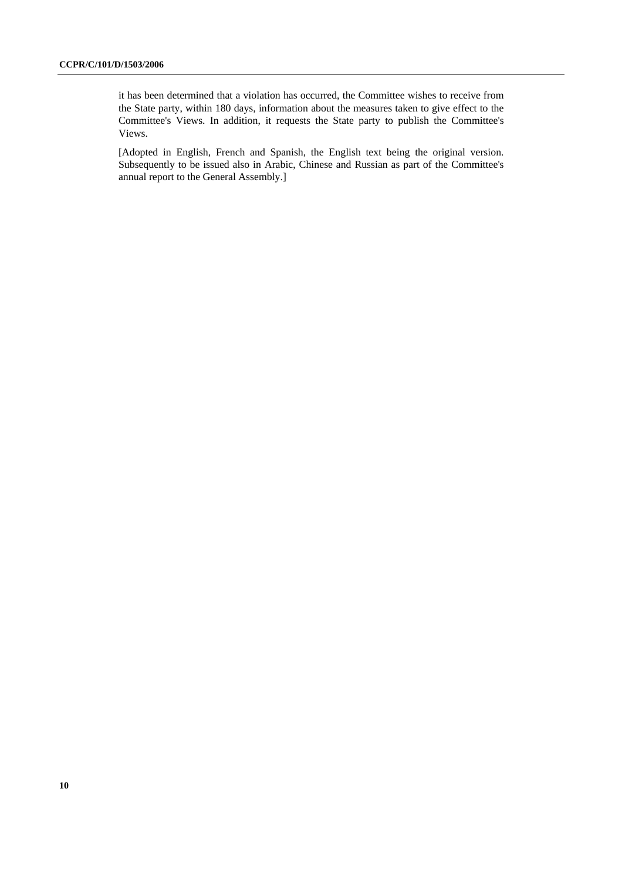it has been determined that a violation has occurred, the Committee wishes to receive from the State party, within 180 days, information about the measures taken to give effect to the Committee's Views. In addition, it requests the State party to publish the Committee's Views.

[Adopted in English, French and Spanish, the English text being the original version. Subsequently to be issued also in Arabic, Chinese and Russian as part of the Committee's annual report to the General Assembly.]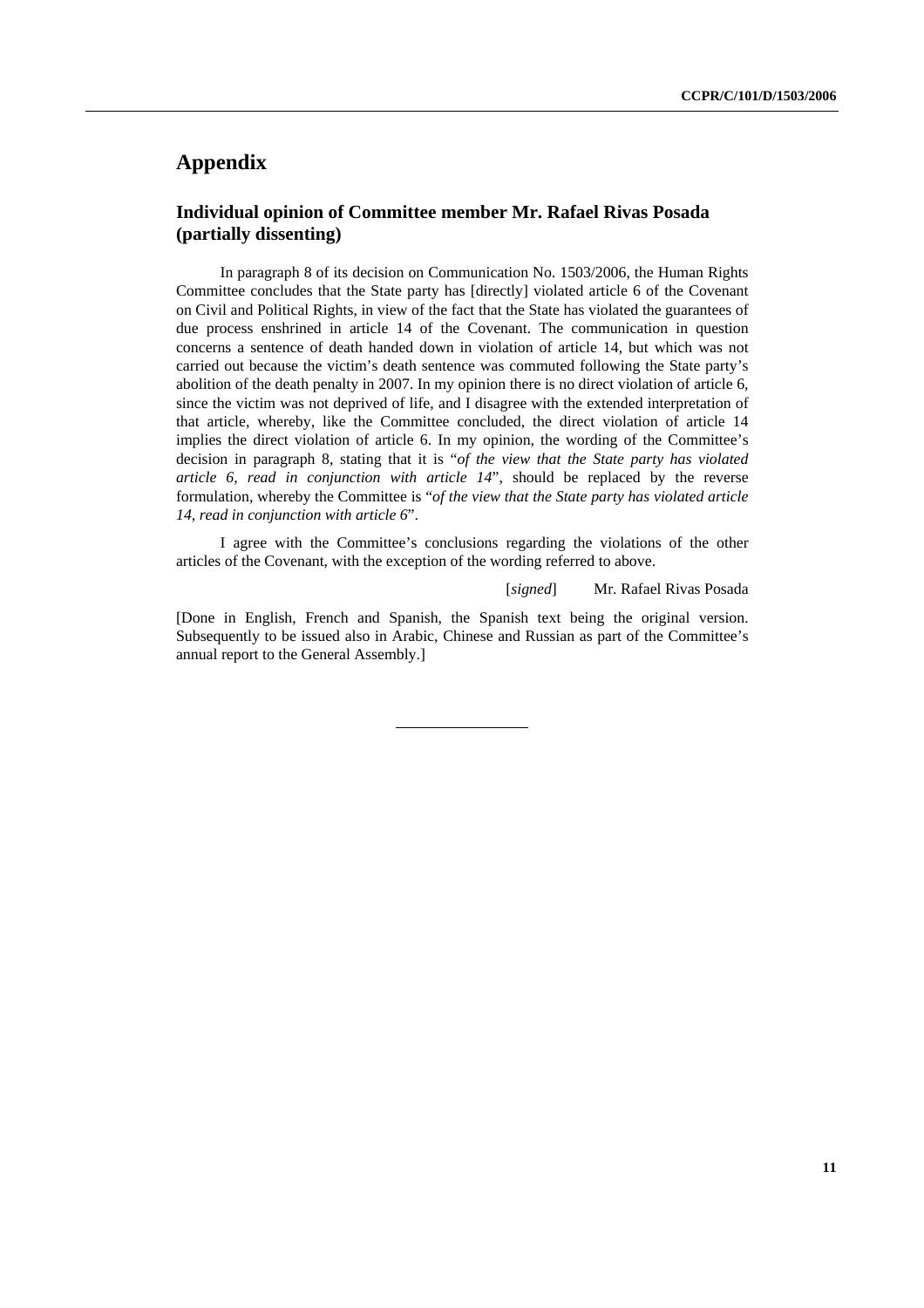# Appendix

## Individual opinion of Committee member Mr. Rafael Rivas Posada (partially dissenting)

In paragraph 8 of its decision on Communication No. 1503/2006, the Human Rights Committee concludes that the State party has [directly] violated article 6 of the Covenant on Civil and Political Rights, in view of the fact that the State has violated the guarantees of due process enshrined in article 14 of the Covenant. The communication in question concerns a sentence of death handed down in violation of article 14, but which was not carried out because the victim's death sentence was commuted following the State party's abolition of the death penalty in 2007. In my opinion there is no direct violation of article 6, since the victim was not deprived of life, and I disagree with the extended interpretation of that article, whereby, like the Committee concluded, the direct violation of article 14 implies the direct violation of article 6. In my opinion, the wording of the Committee's decision in paragraph 8, stating that it is "*of the view that the State party has violated article 6, read in conjunction with article 14*", should be replaced by the reverse formulation, whereby the Committee is "*of the view that the State party has violated article 14, read in conjunction with article 6*".

I agree with the Committee's conclusions regarding the violations of the other articles of the Covenant, with the exception of the wording referred to above.

[*signed*] Mr. Rafael Rivas Posada

[Done in English, French and Spanish, the Spanish text being the original version. Subsequently to be issued also in Arabic, Chinese and Russian as part of the Committee's annual report to the General Assembly.]